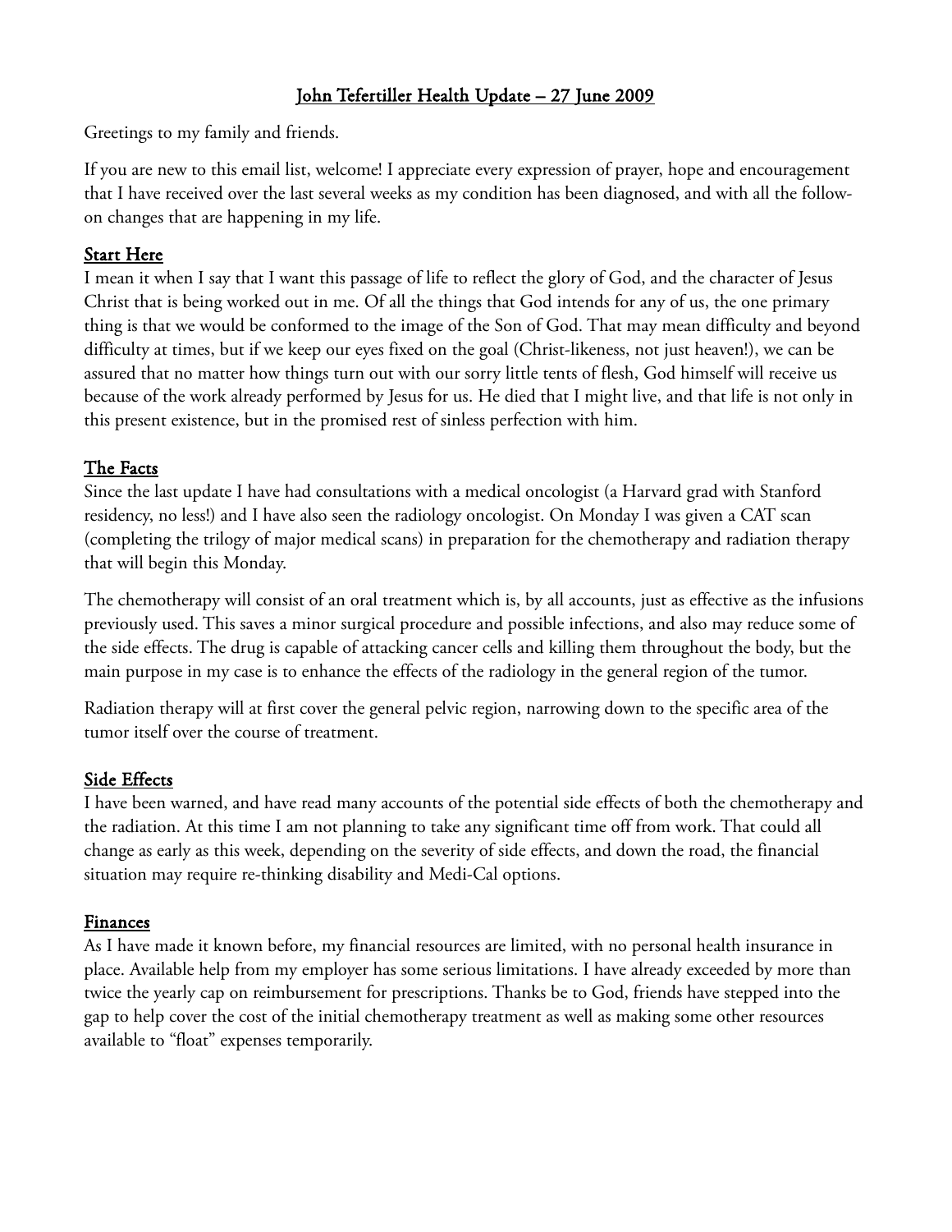# John Tefertiller Health Update – 27 June 2009

Greetings to my family and friends.

If you are new to this email list, welcome! I appreciate every expression of prayer, hope and encouragement that I have received over the last several weeks as my condition has been diagnosed, and with all the follow-on changes that are happening in my life.

## Start Here

I mean it when I say that I want this passage of life to reflect the glory of God, and the character of Jesus Christ that is being worked out in me. Of all the things that God intends for any of us, the one primary thing is that we would be conformed to the image of the Son of God. That may mean difficulty and beyond difficulty at times, but if we keep our eyes fixed on the goal (Christ-likeness, not just heaven!), we can be assured that no matter how things turn out with our sorry little tents of flesh, God himself will receive us because of the work already performed by Jesus for us. He died that I might live, and that life is not only in this present existence, but in the promised rest of sinless perfection with him.

## The Facts

Since the last update I have had consultations with a medical oncologist (a Harvard grad with Stanford residency, no less!) and I have also seen the radiology oncologist. On Monday I was given a CAT scan (completing the trilogy of major medical scans) in preparation for the chemotherapy and radiation therapy that will begin this Monday.

The chemotherapy will consist of an oral treatment which is, by all accounts, just as effective as the infusions previously used. This saves a minor surgical procedure and possible infections, and also may reduce some of the side effects. The drug is capable of attacking cancer cells and killing them throughout the body, but the main purpose in my case is to enhance the effects of the radiology in the general region of the tumor.

Radiation therapy will at first cover the general pelvic region, narrowing down to the specific area of the tumor itself over the course of treatment.

## Side Effects

I have been warned, and have read many accounts of the potential side effects of both the chemotherapy and the radiation. At this time I am not planning to take any significant time off from work. That could all change as early as this week, depending on the severity of side effects, and down the road, the financial situation may require re-thinking disability and Medi-Cal options.

## Finances

As I have made it known before, my financial resources are limited, with no personal health insurance in place. Available help from my employer has some serious limitations. I have already exceeded by more than twice the yearly cap on reimbursement for prescriptions. Thanks be to God, friends have stepped into the gap to help cover the cost of the initial chemotherapy treatment as well as making some other resources available to "float" expenses temporarily.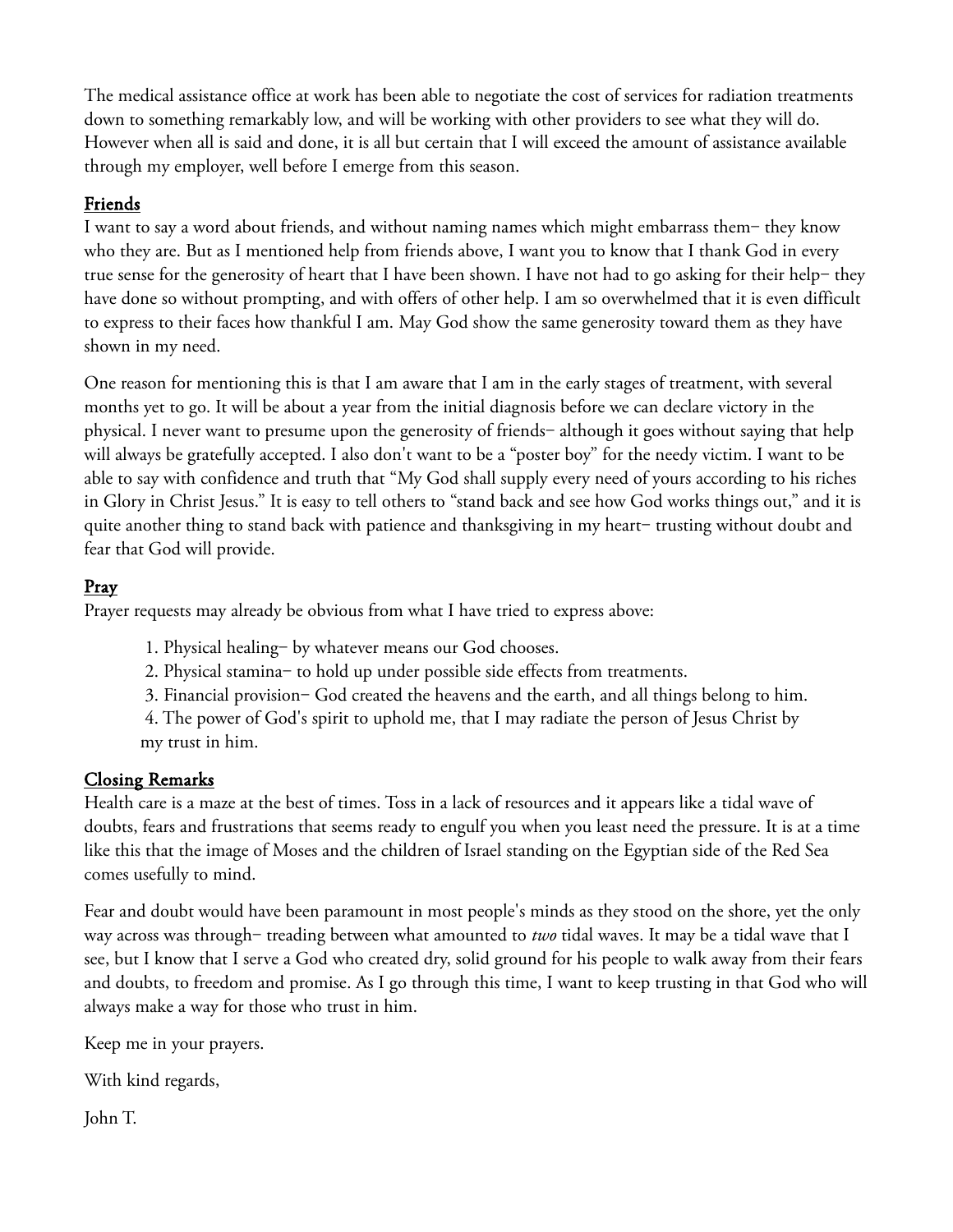The medical assistance office at work has been able to negotiate the cost of services for radiation treatments down to something remarkably low, and will be working with other providers to see what they will do. However when all is said and done, it is all but certain that I will exceed the amount of assistance available through my employer, well before I emerge from this season.

## Friends

I want to say a word about friends, and without naming names which might embarrass them− they know who they are. But as I mentioned help from friends above, I want you to know that I thank God in every true sense for the generosity of heart that I have been shown. I have not had to go asking for their help− they have done so without prompting, and with offers of other help. I am so overwhelmed that it is even difficult to express to their faces how thankful I am. May God show the same generosity toward them as they have shown in my need.

One reason for mentioning this is that I am aware that I am in the early stages of treatment, with several months yet to go. It will be about a year from the initial diagnosis before we can declare victory in the physical. I never want to presume upon the generosity of friends− although it goes without saying that help will always be gratefully accepted. I also don't want to be a "poster boy" for the needy victim. I want to be able to say with confidence and truth that "My God shall supply every need of yours according to his riches in Glory in Christ Jesus." It is easy to tell others to "stand back and see how God works things out," and it is quite another thing to stand back with patience and thanksgiving in my heart− trusting without doubt and fear that God will provide.

## Pray

Prayer requests may already be obvious from what I have tried to express above:

1. Physical healing− by whatever means our God chooses.
2. Physical stamina− to hold up under possible side effects from treatments.
3. Financial provision− God created the heavens and the earth, and all things belong to him.
4. The power of God's spirit to uphold me, that I may radiate the person of Jesus Christ by my trust in him.

## Closing Remarks

Health care is a maze at the best of times. Toss in a lack of resources and it appears like a tidal wave of doubts, fears and frustrations that seems ready to engulf you when you least need the pressure. It is at a time like this that the image of Moses and the children of Israel standing on the Egyptian side of the Red Sea comes usefully to mind.

Fear and doubt would have been paramount in most people's minds as they stood on the shore, yet the only way across was through− treading between what amounted to *two* tidal waves. It may be a tidal wave that I see, but I know that I serve a God who created dry, solid ground for his people to walk away from their fears and doubts, to freedom and promise. As I go through this time, I want to keep trusting in that God who will always make a way for those who trust in him.

Keep me in your prayers.

With kind regards,

John T.